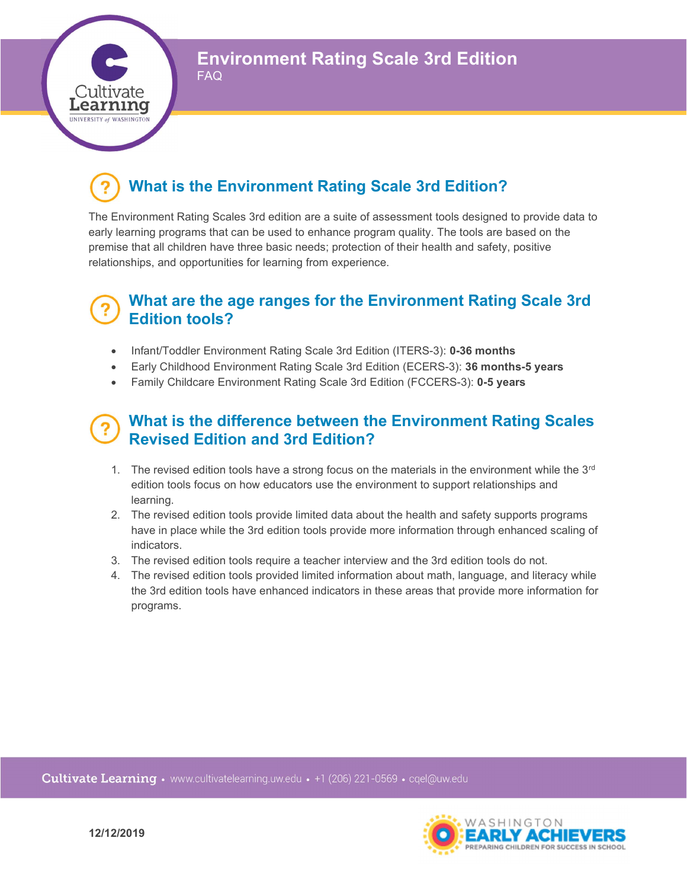# Environment Rating Scale 3rd Edition

FAQ

## What is the Environment Rating Scale 3rd Edition?

The Environment Rating Scales 3rd edition are a suite of assessment tools designed to provide data to early learning programs that can be used to enhance program quality. The tools are based on the premise that all children have three basic needs; protection of their health and safety, positive relationships, and opportunities for learning from experience.

## What are the age ranges for the Environment Rating Scale 3rd Edition tools?

- Infant/Toddler Environment Rating Scale 3rd Edition (ITERS-3): **0-36 months**
- Early Childhood Environment Rating Scale 3rd Edition (ECERS-3): **36 months-5 years**
- Family Childcare Environment Rating Scale 3rd Edition (FCCERS-3): **0-5 years**

## What is the difference between the Environment Rating Scales Revised Edition and 3rd Edition?

1. The revised edition tools have a strong focus on the materials in the environment while the 3rd edition tools focus on how educators use the environment to support relationships and learning.
2. The revised edition tools provide limited data about the health and safety supports programs have in place while the 3rd edition tools provide more information through enhanced scaling of indicators.
3. The revised edition tools require a teacher interview and the 3rd edition tools do not.
4. The revised edition tools provided limited information about math, language, and literacy while the 3rd edition tools have enhanced indicators in these areas that provide more information for programs.

Cultivate Learning • www.cultivatelearning.uw.edu • +1 (206) 221-0569 • cqel@uw.edu

12/12/2019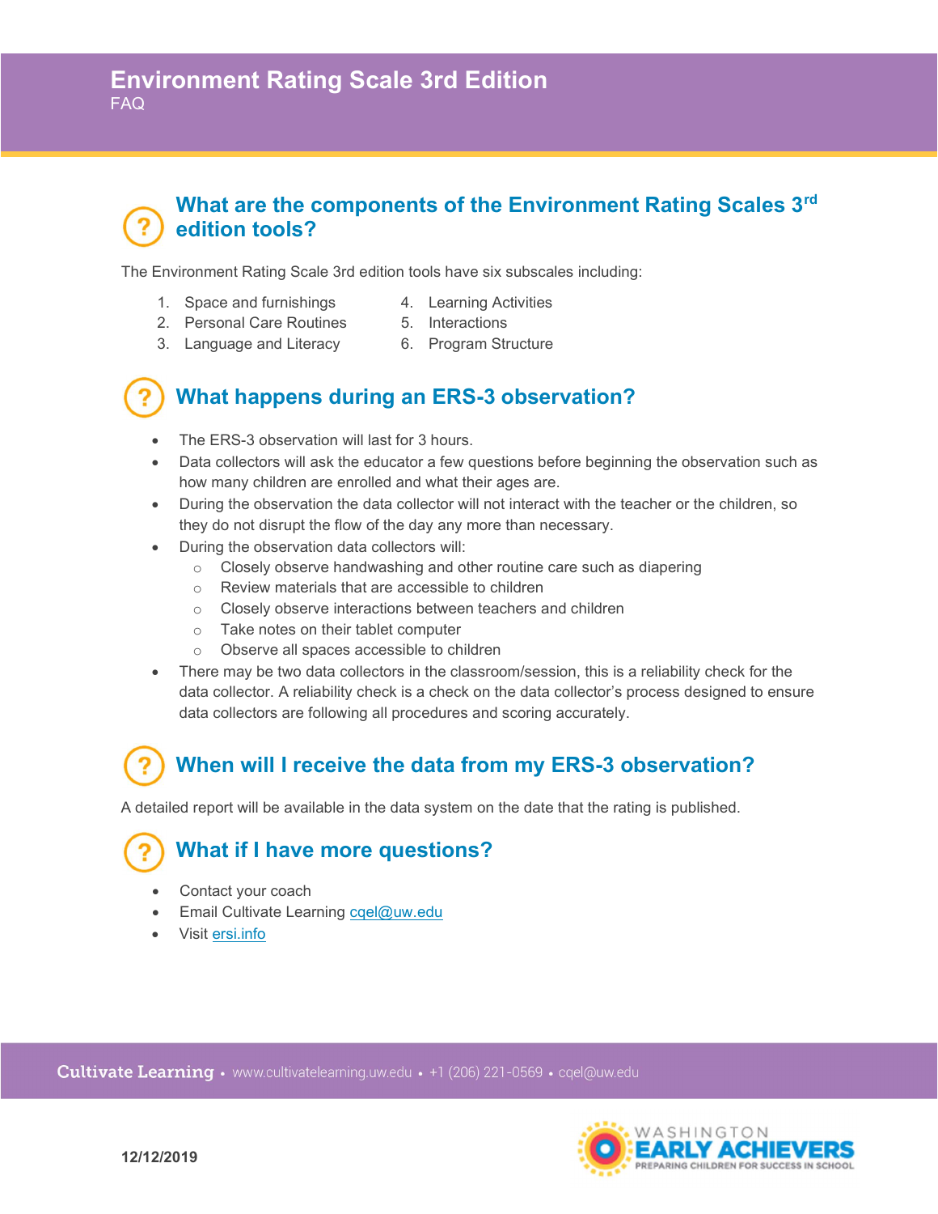# Environment Rating Scale 3rd Edition

FAQ

## What are the components of the Environment Rating Scales 3rd edition tools?

The Environment Rating Scale 3rd edition tools have six subscales including:

1. Space and furnishings
2. Personal Care Routines
3. Language and Literacy
4. Learning Activities
5. Interactions
6. Program Structure

## What happens during an ERS-3 observation?

- The ERS-3 observation will last for 3 hours.
- Data collectors will ask the educator a few questions before beginning the observation such as how many children are enrolled and what their ages are.
- During the observation the data collector will not interact with the teacher or the children, so they do not disrupt the flow of the day any more than necessary.
- During the observation data collectors will:
  - Closely observe handwashing and other routine care such as diapering
  - Review materials that are accessible to children
  - Closely observe interactions between teachers and children
  - Take notes on their tablet computer
  - Observe all spaces accessible to children
- There may be two data collectors in the classroom/session, this is a reliability check for the data collector. A reliability check is a check on the data collector's process designed to ensure data collectors are following all procedures and scoring accurately.

## When will I receive the data from my ERS-3 observation?

A detailed report will be available in the data system on the date that the rating is published.

## What if I have more questions?

- Contact your coach
- Email Cultivate Learning cqel@uw.edu
- Visit ersi.info

Cultivate Learning • www.cultivatelearning.uw.edu • +1 (206) 221-0569 • cqel@uw.edu

12/12/2019

WASHINGTON EARLY ACHIEVERS
PREPARING CHILDREN FOR SUCCESS IN SCHOOL